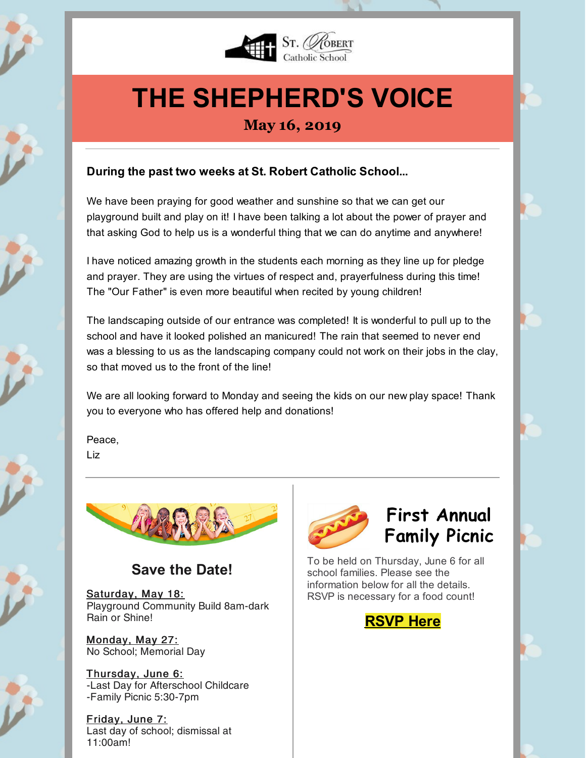St. Robert Catholic School

# THE SHEPHERD'S VOICE

**May 16, 2019**

**During the past two weeks at St. Robert Catholic School...**

We have been praying for good weather and sunshine so that we can get our playground built and play on it! I have been talking a lot about the power of prayer and that asking God to help us is a wonderful thing that we can do anytime and anywhere!

I have noticed amazing growth in the students each morning as they line up for pledge and prayer. They are using the virtues of respect and, prayerfulness during this time! The "Our Father" is even more beautiful when recited by young children!

The landscaping outside of our entrance was completed! It is wonderful to pull up to the school and have it looked polished an manicured! The rain that seemed to never end was a blessing to us as the landscaping company could not work on their jobs in the clay, so that moved us to the front of the line!

We are all looking forward to Monday and seeing the kids on our new play space! Thank you to everyone who has offered help and donations!

Peace,
Liz

## Save the Date!

Saturday, May 18:
Playground Community Build 8am-dark
Rain or Shine!

Monday, May 27:
No School; Memorial Day

Thursday, June 6:
-Last Day for Afterschool Childcare
-Family Picnic 5:30-7pm

Friday, June 7:
Last day of school; dismissal at 11:00am!

## First Annual Family Picnic

To be held on Thursday, June 6 for all school families. Please see the information below for all the details. RSVP is necessary for a food count!

**RSVP Here**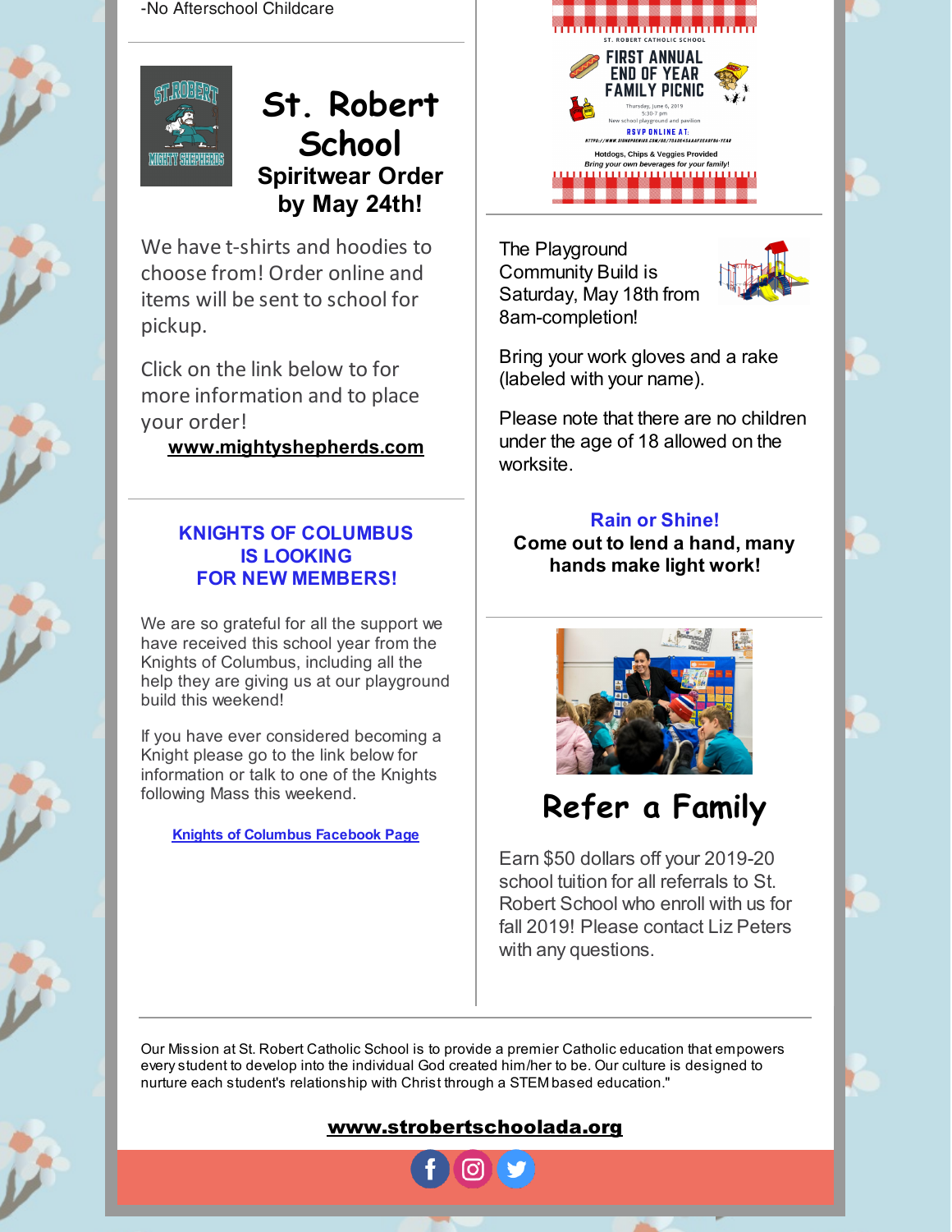-No Afterschool Childcare

# St. Robert School

## Spiritwear Order by May 24th!

We have t-shirts and hoodies to choose from! Order online and items will be sent to school for pickup.

Click on the link below to for more information and to place your order!

**www.mightyshepherds.com**

## KNIGHTS OF COLUMBUS IS LOOKING FOR NEW MEMBERS!

We are so grateful for all the support we have received this school year from the Knights of Columbus, including all the help they are giving us at our playground build this weekend!

If you have ever considered becoming a Knight please go to the link below for information or talk to one of the Knights following Mass this weekend.

**Knights of Columbus Facebook Page**

ST. ROBERT CATHOLIC SCHOOL

FIRST ANNUAL END OF YEAR FAMILY PICNIC

Thursday, June 6, 2019
5:30-7 pm
New school playground and pavilion

RSVP ONLINE AT:

Hotdogs, Chips & Veggies Provided
*Bring your own beverages for your family!*

The Playground Community Build is Saturday, May 18th from 8am-completion!

Bring your work gloves and a rake (labeled with your name).

Please note that there are no children under the age of 18 allowed on the worksite.

**Rain or Shine!**
**Come out to lend a hand, many hands make light work!**

# Refer a Family

Earn $50 dollars off your 2019-20 school tuition for all referrals to St. Robert School who enroll with us for fall 2019! Please contact Liz Peters with any questions.

Our Mission at St. Robert Catholic School is to provide a premier Catholic education that empowers every student to develop into the individual God created him/her to be. Our culture is designed to nurture each student's relationship with Christ through a STEM based education."

**www.strobertschoolada.org**